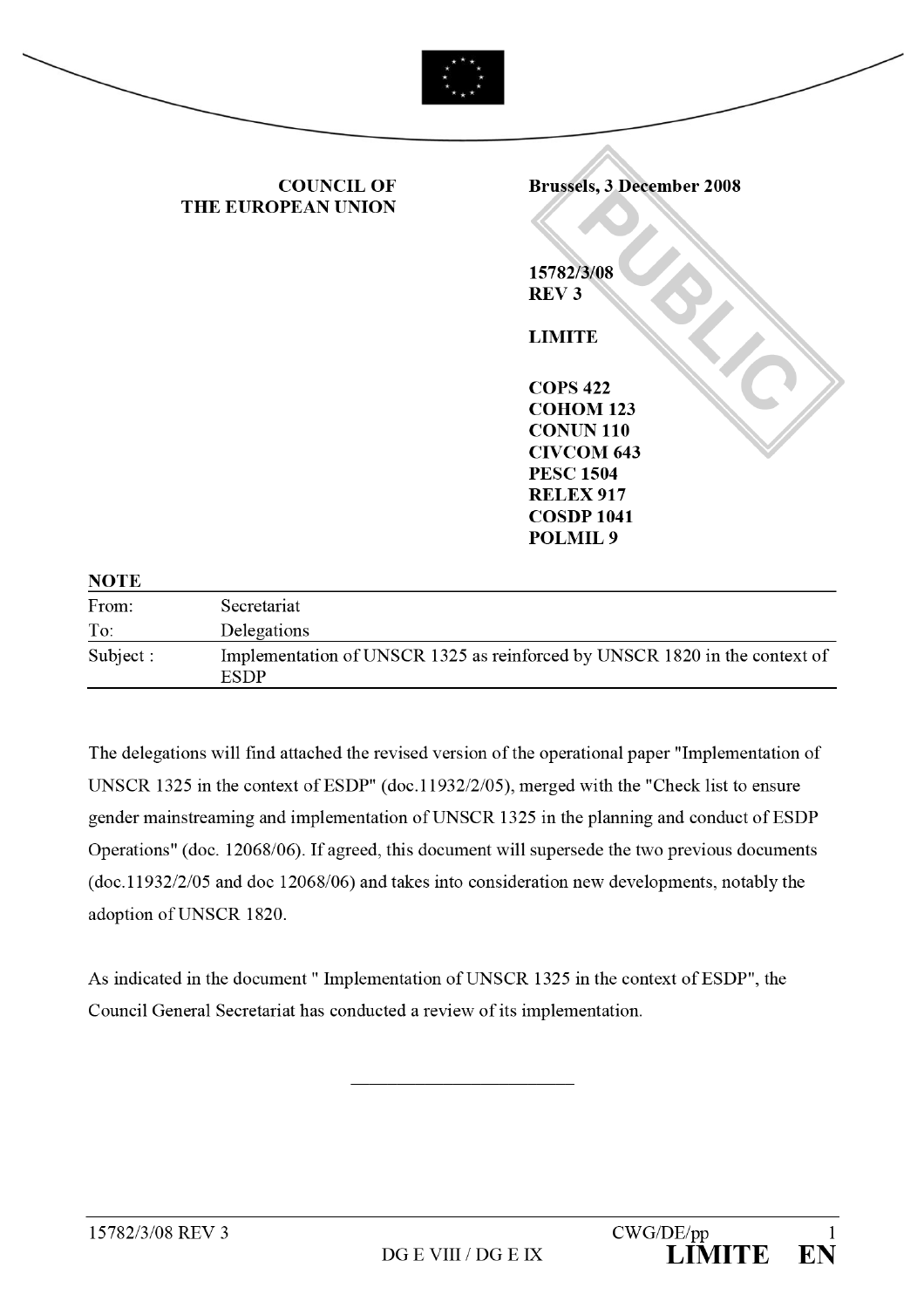**COUNCIL OF THE EUROPEAN UNION**

**Brussels, 3 December 2008**

**15782/3/08**
**REV 3**

**LIMITE**

**COPS 422**
**COHOM 123**
**CONUN 110**
**CIVCOM 643**
**PESC 1504**
**RELEX 917**
**COSDP 1041**
**POLMIL 9**

**NOTE**

| | |
|---|---|
| From: | Secretariat |
| To: | Delegations |
| Subject : | Implementation of UNSCR 1325 as reinforced by UNSCR 1820 in the context of ESDP |

The delegations will find attached the revised version of the operational paper "Implementation of UNSCR 1325 in the context of ESDP" (doc.11932/2/05), merged with the "Check list to ensure gender mainstreaming and implementation of UNSCR 1325 in the planning and conduct of ESDP Operations" (doc. 12068/06). If agreed, this document will supersede the two previous documents (doc.11932/2/05 and doc 12068/06) and takes into consideration new developments, notably the adoption of UNSCR 1820.

As indicated in the document " Implementation of UNSCR 1325 in the context of ESDP", the Council General Secretariat has conducted a review of its implementation.

---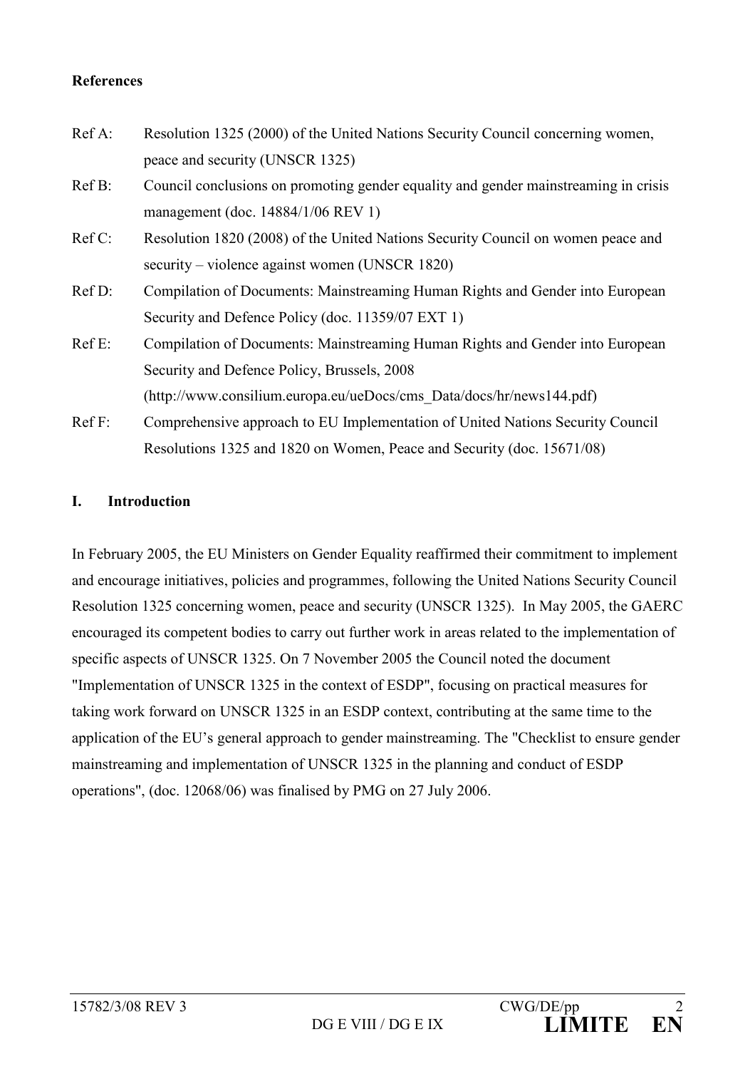**References**

Ref A: Resolution 1325 (2000) of the United Nations Security Council concerning women, peace and security (UNSCR 1325)

Ref B: Council conclusions on promoting gender equality and gender mainstreaming in crisis management (doc. 14884/1/06 REV 1)

Ref C: Resolution 1820 (2008) of the United Nations Security Council on women peace and security – violence against women (UNSCR 1820)

Ref D: Compilation of Documents: Mainstreaming Human Rights and Gender into European Security and Defence Policy (doc. 11359/07 EXT 1)

Ref E: Compilation of Documents: Mainstreaming Human Rights and Gender into European Security and Defence Policy, Brussels, 2008 (http://www.consilium.europa.eu/ueDocs/cms_Data/docs/hr/news144.pdf)

Ref F: Comprehensive approach to EU Implementation of United Nations Security Council Resolutions 1325 and 1820 on Women, Peace and Security (doc. 15671/08)

## I. Introduction

In February 2005, the EU Ministers on Gender Equality reaffirmed their commitment to implement and encourage initiatives, policies and programmes, following the United Nations Security Council Resolution 1325 concerning women, peace and security (UNSCR 1325). In May 2005, the GAERC encouraged its competent bodies to carry out further work in areas related to the implementation of specific aspects of UNSCR 1325. On 7 November 2005 the Council noted the document "Implementation of UNSCR 1325 in the context of ESDP", focusing on practical measures for taking work forward on UNSCR 1325 in an ESDP context, contributing at the same time to the application of the EU's general approach to gender mainstreaming. The "Checklist to ensure gender mainstreaming and implementation of UNSCR 1325 in the planning and conduct of ESDP operations", (doc. 12068/06) was finalised by PMG on 27 July 2006.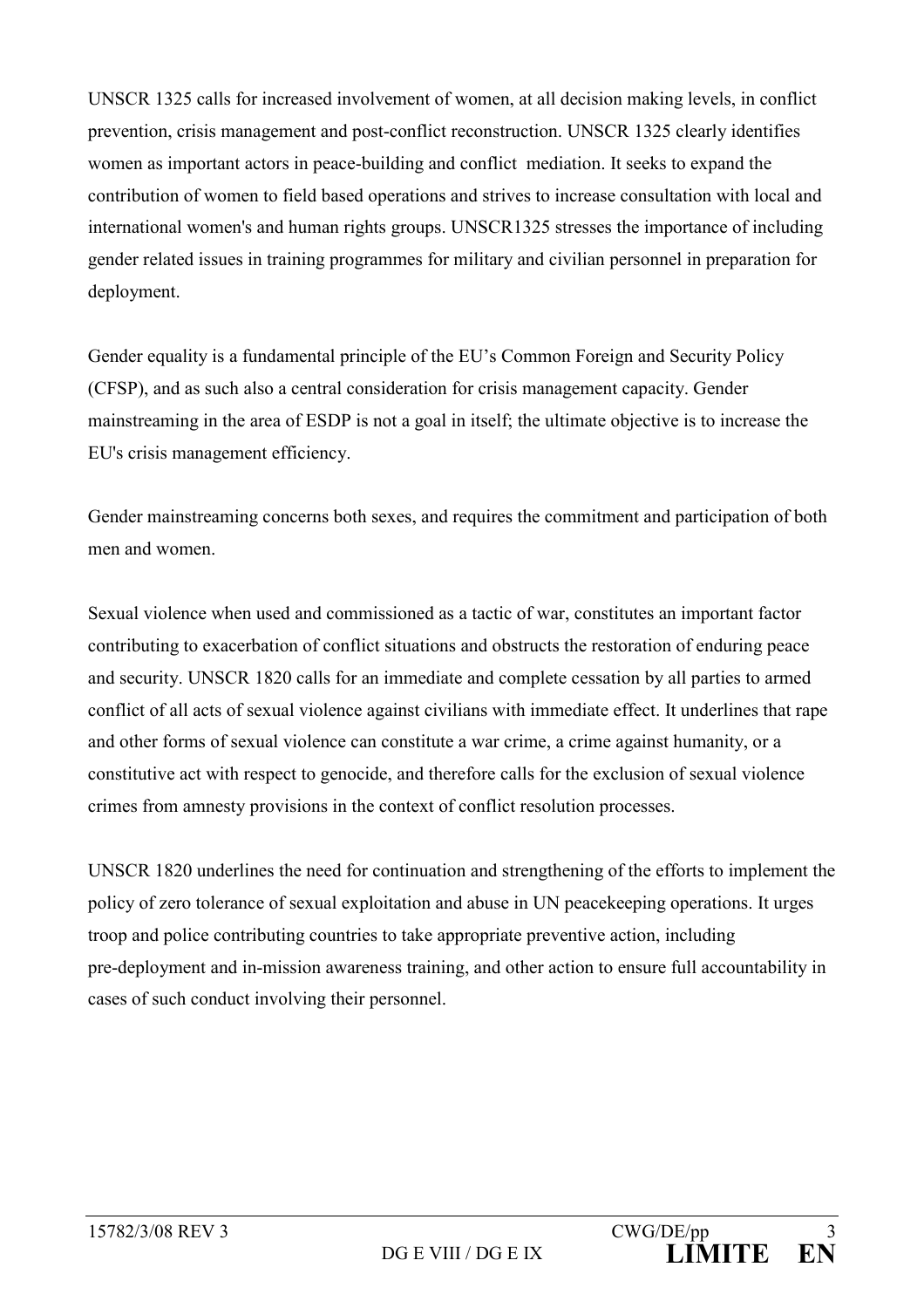UNSCR 1325 calls for increased involvement of women, at all decision making levels, in conflict prevention, crisis management and post-conflict reconstruction. UNSCR 1325 clearly identifies women as important actors in peace-building and conflict mediation. It seeks to expand the contribution of women to field based operations and strives to increase consultation with local and international women's and human rights groups. UNSCR1325 stresses the importance of including gender related issues in training programmes for military and civilian personnel in preparation for deployment.

Gender equality is a fundamental principle of the EU's Common Foreign and Security Policy (CFSP), and as such also a central consideration for crisis management capacity. Gender mainstreaming in the area of ESDP is not a goal in itself; the ultimate objective is to increase the EU's crisis management efficiency.

Gender mainstreaming concerns both sexes, and requires the commitment and participation of both men and women.

Sexual violence when used and commissioned as a tactic of war, constitutes an important factor contributing to exacerbation of conflict situations and obstructs the restoration of enduring peace and security. UNSCR 1820 calls for an immediate and complete cessation by all parties to armed conflict of all acts of sexual violence against civilians with immediate effect. It underlines that rape and other forms of sexual violence can constitute a war crime, a crime against humanity, or a constitutive act with respect to genocide, and therefore calls for the exclusion of sexual violence crimes from amnesty provisions in the context of conflict resolution processes.

UNSCR 1820 underlines the need for continuation and strengthening of the efforts to implement the policy of zero tolerance of sexual exploitation and abuse in UN peacekeeping operations. It urges troop and police contributing countries to take appropriate preventive action, including pre-deployment and in-mission awareness training, and other action to ensure full accountability in cases of such conduct involving their personnel.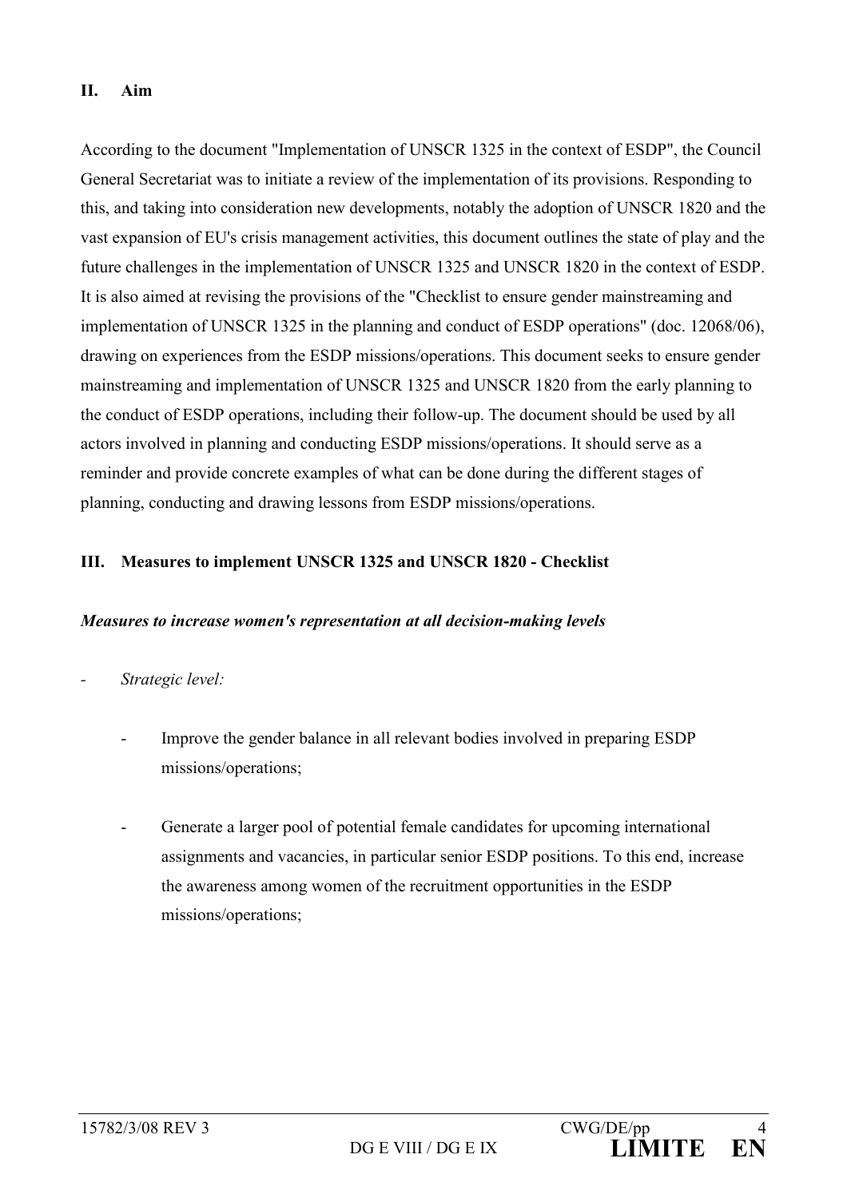## II. Aim

According to the document "Implementation of UNSCR 1325 in the context of ESDP", the Council General Secretariat was to initiate a review of the implementation of its provisions. Responding to this, and taking into consideration new developments, notably the adoption of UNSCR 1820 and the vast expansion of EU's crisis management activities, this document outlines the state of play and the future challenges in the implementation of UNSCR 1325 and UNSCR 1820 in the context of ESDP. It is also aimed at revising the provisions of the "Checklist to ensure gender mainstreaming and implementation of UNSCR 1325 in the planning and conduct of ESDP operations" (doc. 12068/06), drawing on experiences from the ESDP missions/operations. This document seeks to ensure gender mainstreaming and implementation of UNSCR 1325 and UNSCR 1820 from the early planning to the conduct of ESDP operations, including their follow-up. The document should be used by all actors involved in planning and conducting ESDP missions/operations. It should serve as a reminder and provide concrete examples of what can be done during the different stages of planning, conducting and drawing lessons from ESDP missions/operations.

## III. Measures to implement UNSCR 1325 and UNSCR 1820 - Checklist

***Measures to increase women's representation at all decision-making levels***

- *Strategic level:*
    - Improve the gender balance in all relevant bodies involved in preparing ESDP missions/operations;
    - Generate a larger pool of potential female candidates for upcoming international assignments and vacancies, in particular senior ESDP positions. To this end, increase the awareness among women of the recruitment opportunities in the ESDP missions/operations;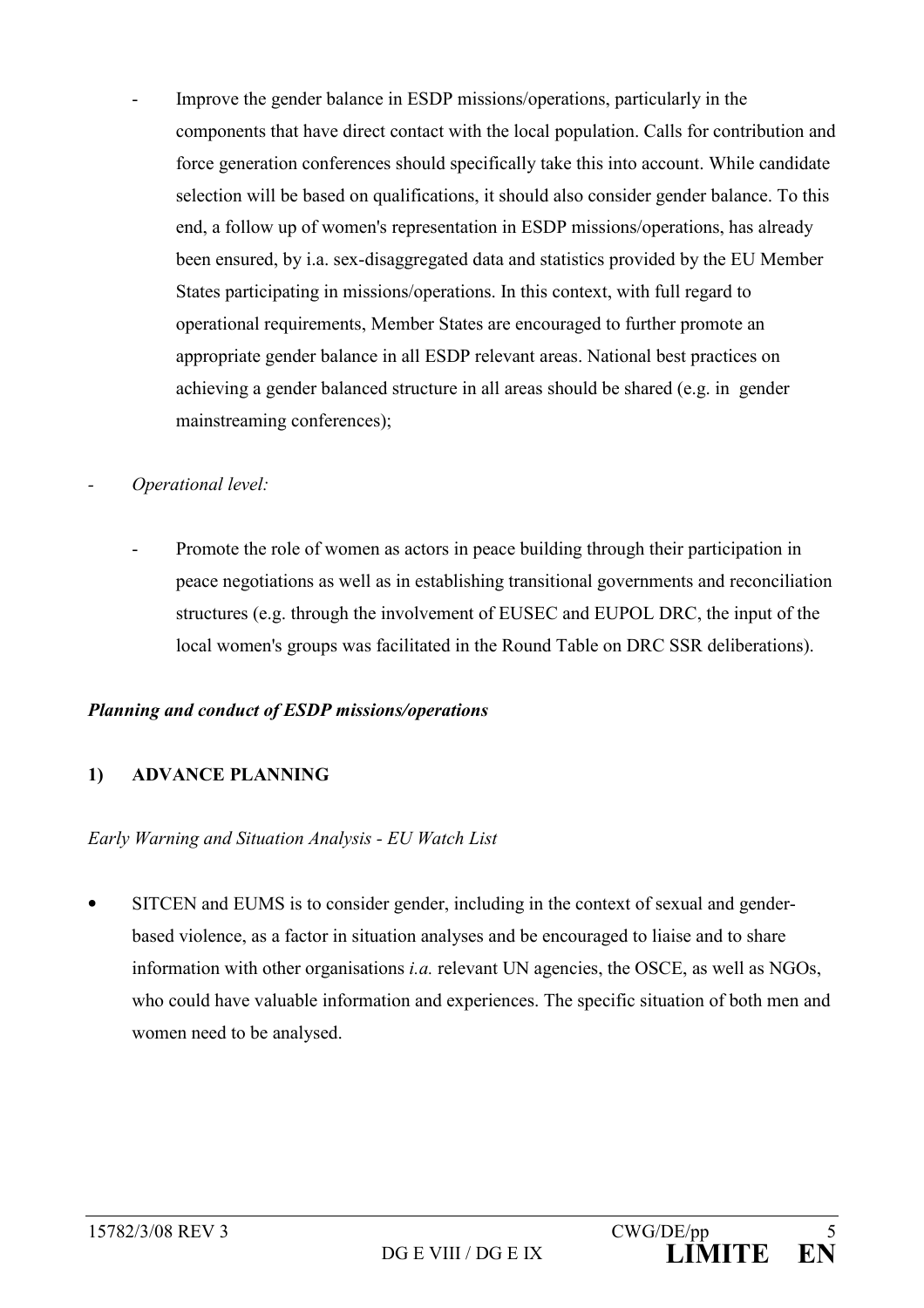- Improve the gender balance in ESDP missions/operations, particularly in the components that have direct contact with the local population. Calls for contribution and force generation conferences should specifically take this into account. While candidate selection will be based on qualifications, it should also consider gender balance. To this end, a follow up of women's representation in ESDP missions/operations, has already been ensured, by i.a. sex-disaggregated data and statistics provided by the EU Member States participating in missions/operations. In this context, with full regard to operational requirements, Member States are encouraged to further promote an appropriate gender balance in all ESDP relevant areas. National best practices on achieving a gender balanced structure in all areas should be shared (e.g. in gender mainstreaming conferences);

- *Operational level:*

  - Promote the role of women as actors in peace building through their participation in peace negotiations as well as in establishing transitional governments and reconciliation structures (e.g. through the involvement of EUSEC and EUPOL DRC, the input of the local women's groups was facilitated in the Round Table on DRC SSR deliberations).

***Planning and conduct of ESDP missions/operations***

**1) ADVANCE PLANNING**

*Early Warning and Situation Analysis - EU Watch List*

- SITCEN and EUMS is to consider gender, including in the context of sexual and gender-based violence, as a factor in situation analyses and be encouraged to liaise and to share information with other organisations *i.a.* relevant UN agencies, the OSCE, as well as NGOs, who could have valuable information and experiences. The specific situation of both men and women need to be analysed.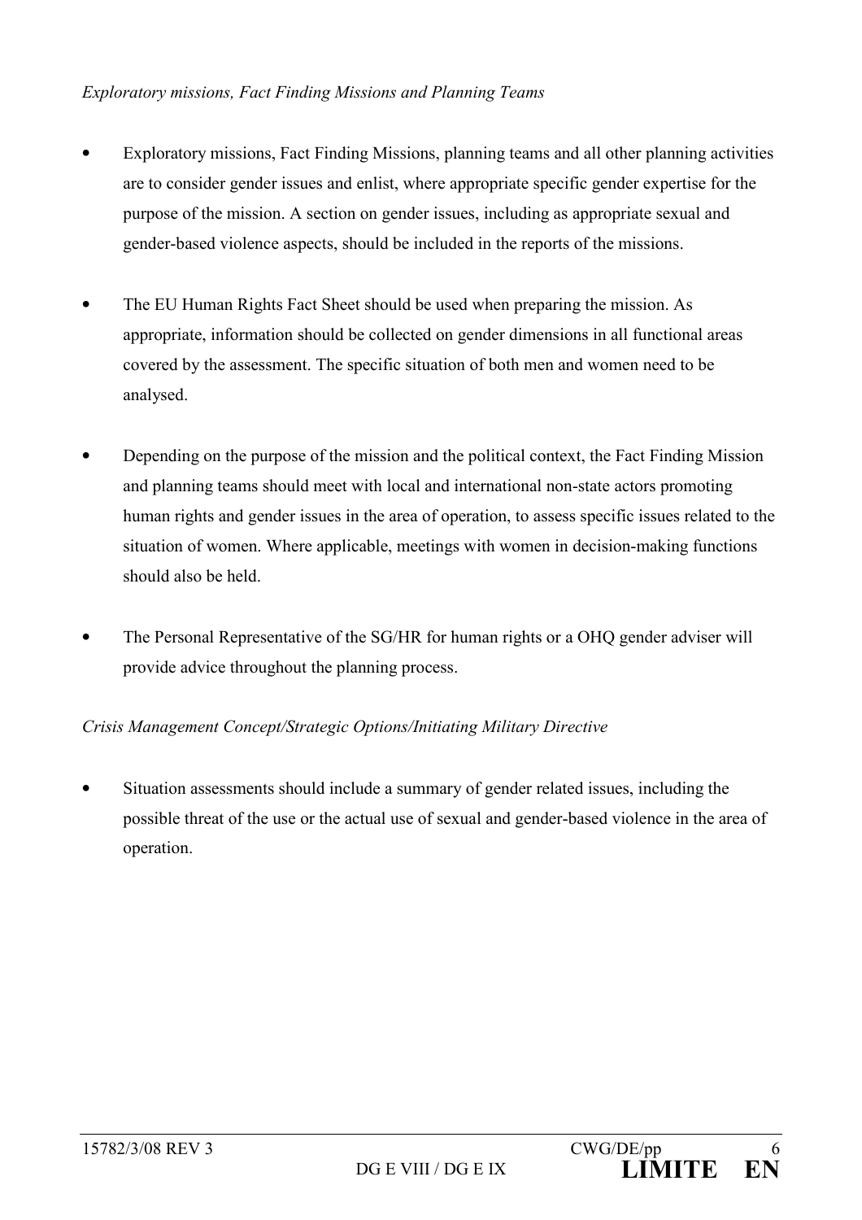*Exploratory missions, Fact Finding Missions and Planning Teams*

- Exploratory missions, Fact Finding Missions, planning teams and all other planning activities are to consider gender issues and enlist, where appropriate specific gender expertise for the purpose of the mission. A section on gender issues, including as appropriate sexual and gender-based violence aspects, should be included in the reports of the missions.

- The EU Human Rights Fact Sheet should be used when preparing the mission. As appropriate, information should be collected on gender dimensions in all functional areas covered by the assessment. The specific situation of both men and women need to be analysed.

- Depending on the purpose of the mission and the political context, the Fact Finding Mission and planning teams should meet with local and international non-state actors promoting human rights and gender issues in the area of operation, to assess specific issues related to the situation of women. Where applicable, meetings with women in decision-making functions should also be held.

- The Personal Representative of the SG/HR for human rights or a OHQ gender adviser will provide advice throughout the planning process.

*Crisis Management Concept/Strategic Options/Initiating Military Directive*

- Situation assessments should include a summary of gender related issues, including the possible threat of the use or the actual use of sexual and gender-based violence in the area of operation.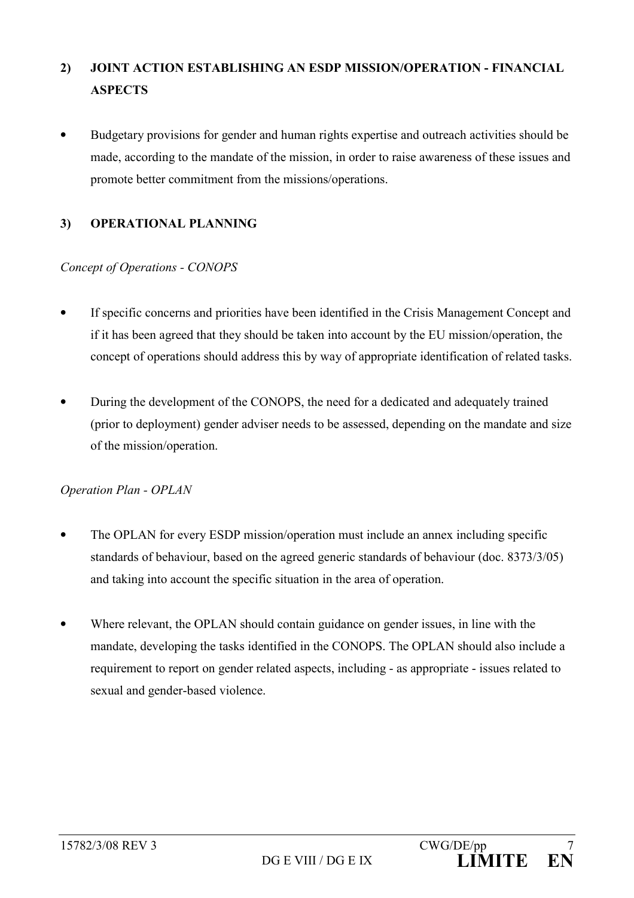## 2) JOINT ACTION ESTABLISHING AN ESDP MISSION/OPERATION - FINANCIAL ASPECTS

- Budgetary provisions for gender and human rights expertise and outreach activities should be made, according to the mandate of the mission, in order to raise awareness of these issues and promote better commitment from the missions/operations.

## 3) OPERATIONAL PLANNING

*Concept of Operations - CONOPS*

- If specific concerns and priorities have been identified in the Crisis Management Concept and if it has been agreed that they should be taken into account by the EU mission/operation, the concept of operations should address this by way of appropriate identification of related tasks.

- During the development of the CONOPS, the need for a dedicated and adequately trained (prior to deployment) gender adviser needs to be assessed, depending on the mandate and size of the mission/operation.

*Operation Plan - OPLAN*

- The OPLAN for every ESDP mission/operation must include an annex including specific standards of behaviour, based on the agreed generic standards of behaviour (doc. 8373/3/05) and taking into account the specific situation in the area of operation.

- Where relevant, the OPLAN should contain guidance on gender issues, in line with the mandate, developing the tasks identified in the CONOPS. The OPLAN should also include a requirement to report on gender related aspects, including - as appropriate - issues related to sexual and gender-based violence.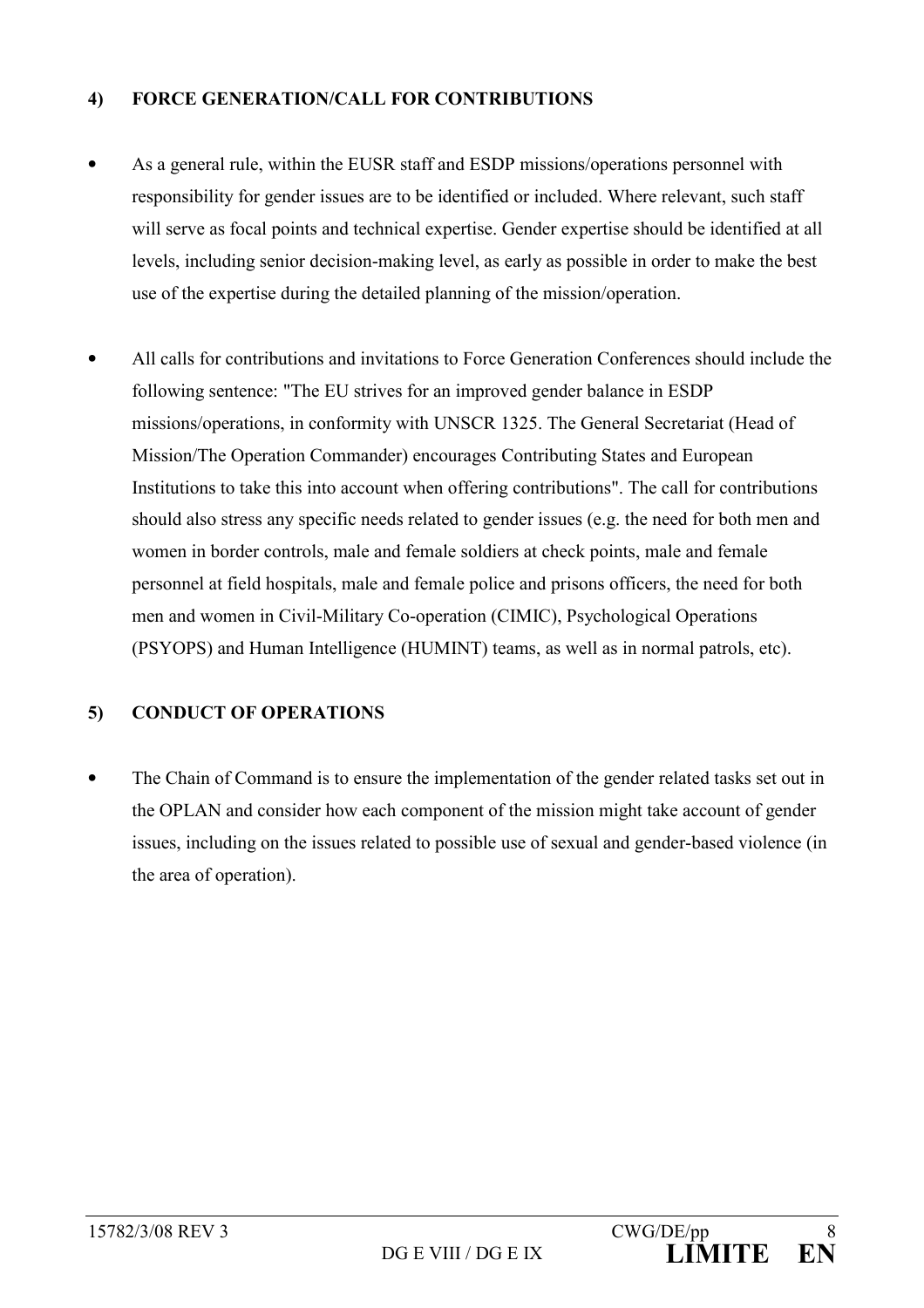#### 4) FORCE GENERATION/CALL FOR CONTRIBUTIONS

- As a general rule, within the EUSR staff and ESDP missions/operations personnel with responsibility for gender issues are to be identified or included. Where relevant, such staff will serve as focal points and technical expertise. Gender expertise should be identified at all levels, including senior decision-making level, as early as possible in order to make the best use of the expertise during the detailed planning of the mission/operation.

- All calls for contributions and invitations to Force Generation Conferences should include the following sentence: "The EU strives for an improved gender balance in ESDP missions/operations, in conformity with UNSCR 1325. The General Secretariat (Head of Mission/The Operation Commander) encourages Contributing States and European Institutions to take this into account when offering contributions". The call for contributions should also stress any specific needs related to gender issues (e.g. the need for both men and women in border controls, male and female soldiers at check points, male and female personnel at field hospitals, male and female police and prisons officers, the need for both men and women in Civil-Military Co-operation (CIMIC), Psychological Operations (PSYOPS) and Human Intelligence (HUMINT) teams, as well as in normal patrols, etc).

#### 5) CONDUCT OF OPERATIONS

- The Chain of Command is to ensure the implementation of the gender related tasks set out in the OPLAN and consider how each component of the mission might take account of gender issues, including on the issues related to possible use of sexual and gender-based violence (in the area of operation).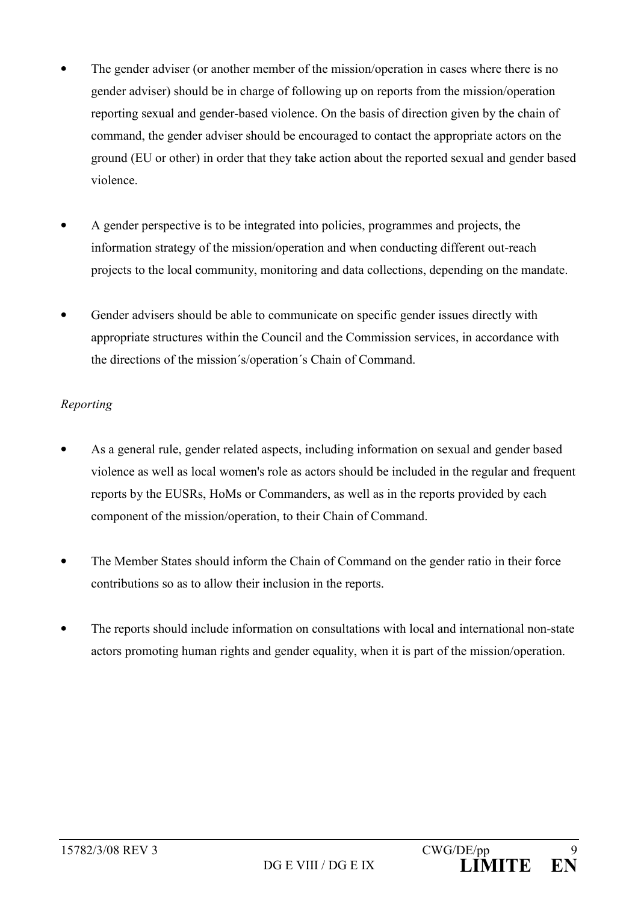- The gender adviser (or another member of the mission/operation in cases where there is no gender adviser) should be in charge of following up on reports from the mission/operation reporting sexual and gender-based violence. On the basis of direction given by the chain of command, the gender adviser should be encouraged to contact the appropriate actors on the ground (EU or other) in order that they take action about the reported sexual and gender based violence.

- A gender perspective is to be integrated into policies, programmes and projects, the information strategy of the mission/operation and when conducting different out-reach projects to the local community, monitoring and data collections, depending on the mandate.

- Gender advisers should be able to communicate on specific gender issues directly with appropriate structures within the Council and the Commission services, in accordance with the directions of the mission´s/operation´s Chain of Command.

*Reporting*

- As a general rule, gender related aspects, including information on sexual and gender based violence as well as local women's role as actors should be included in the regular and frequent reports by the EUSRs, HoMs or Commanders, as well as in the reports provided by each component of the mission/operation, to their Chain of Command.

- The Member States should inform the Chain of Command on the gender ratio in their force contributions so as to allow their inclusion in the reports.

- The reports should include information on consultations with local and international non-state actors promoting human rights and gender equality, when it is part of the mission/operation.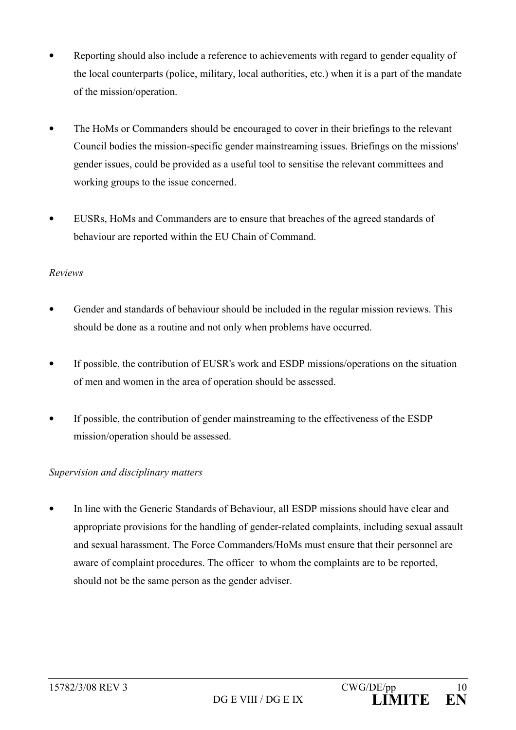- Reporting should also include a reference to achievements with regard to gender equality of the local counterparts (police, military, local authorities, etc.) when it is a part of the mandate of the mission/operation.

- The HoMs or Commanders should be encouraged to cover in their briefings to the relevant Council bodies the mission-specific gender mainstreaming issues. Briefings on the missions' gender issues, could be provided as a useful tool to sensitise the relevant committees and working groups to the issue concerned.

- EUSRs, HoMs and Commanders are to ensure that breaches of the agreed standards of behaviour are reported within the EU Chain of Command.

*Reviews*

- Gender and standards of behaviour should be included in the regular mission reviews. This should be done as a routine and not only when problems have occurred.

- If possible, the contribution of EUSR's work and ESDP missions/operations on the situation of men and women in the area of operation should be assessed.

- If possible, the contribution of gender mainstreaming to the effectiveness of the ESDP mission/operation should be assessed.

*Supervision and disciplinary matters*

- In line with the Generic Standards of Behaviour, all ESDP missions should have clear and appropriate provisions for the handling of gender-related complaints, including sexual assault and sexual harassment. The Force Commanders/HoMs must ensure that their personnel are aware of complaint procedures. The officer to whom the complaints are to be reported, should not be the same person as the gender adviser.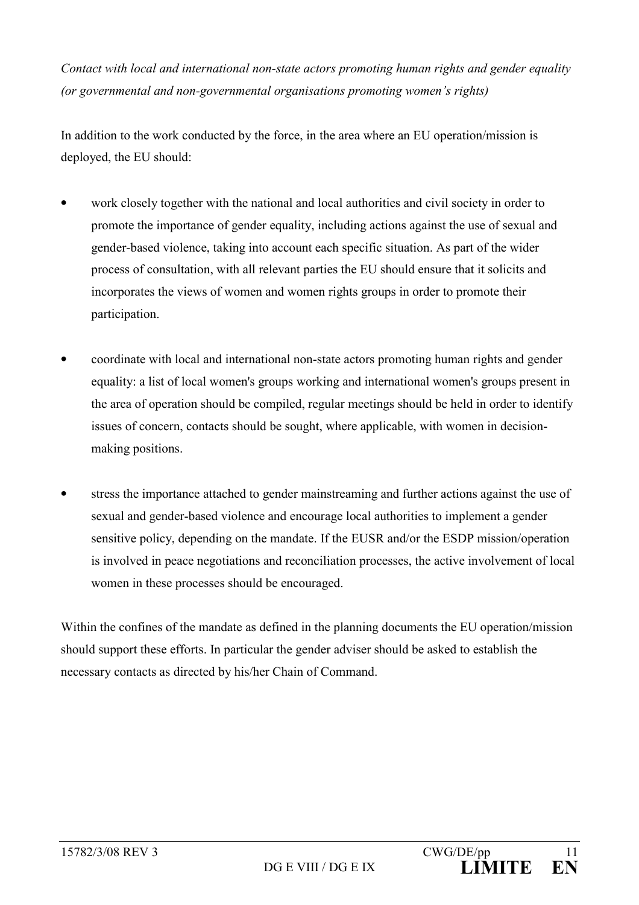*Contact with local and international non-state actors promoting human rights and gender equality (or governmental and non-governmental organisations promoting women's rights)*

In addition to the work conducted by the force, in the area where an EU operation/mission is deployed, the EU should:

- work closely together with the national and local authorities and civil society in order to promote the importance of gender equality, including actions against the use of sexual and gender-based violence, taking into account each specific situation. As part of the wider process of consultation, with all relevant parties the EU should ensure that it solicits and incorporates the views of women and women rights groups in order to promote their participation.

- coordinate with local and international non-state actors promoting human rights and gender equality: a list of local women's groups working and international women's groups present in the area of operation should be compiled, regular meetings should be held in order to identify issues of concern, contacts should be sought, where applicable, with women in decision-making positions.

- stress the importance attached to gender mainstreaming and further actions against the use of sexual and gender-based violence and encourage local authorities to implement a gender sensitive policy, depending on the mandate. If the EUSR and/or the ESDP mission/operation is involved in peace negotiations and reconciliation processes, the active involvement of local women in these processes should be encouraged.

Within the confines of the mandate as defined in the planning documents the EU operation/mission should support these efforts. In particular the gender adviser should be asked to establish the necessary contacts as directed by his/her Chain of Command.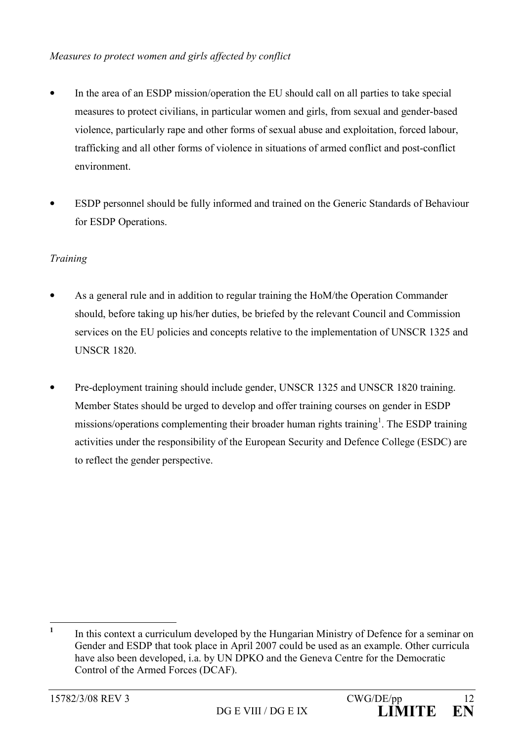*Measures to protect women and girls affected by conflict*

- In the area of an ESDP mission/operation the EU should call on all parties to take special measures to protect civilians, in particular women and girls, from sexual and gender-based violence, particularly rape and other forms of sexual abuse and exploitation, forced labour, trafficking and all other forms of violence in situations of armed conflict and post-conflict environment.

- ESDP personnel should be fully informed and trained on the Generic Standards of Behaviour for ESDP Operations.

*Training*

- As a general rule and in addition to regular training the HoM/the Operation Commander should, before taking up his/her duties, be briefed by the relevant Council and Commission services on the EU policies and concepts relative to the implementation of UNSCR 1325 and UNSCR 1820.

- Pre-deployment training should include gender, UNSCR 1325 and UNSCR 1820 training. Member States should be urged to develop and offer training courses on gender in ESDP missions/operations complementing their broader human rights training[1]. The ESDP training activities under the responsibility of the European Security and Defence College (ESDC) are to reflect the gender perspective.

---

[1] In this context a curriculum developed by the Hungarian Ministry of Defence for a seminar on Gender and ESDP that took place in April 2007 could be used as an example. Other curricula have also been developed, i.a. by UN DPKO and the Geneva Centre for the Democratic Control of the Armed Forces (DCAF).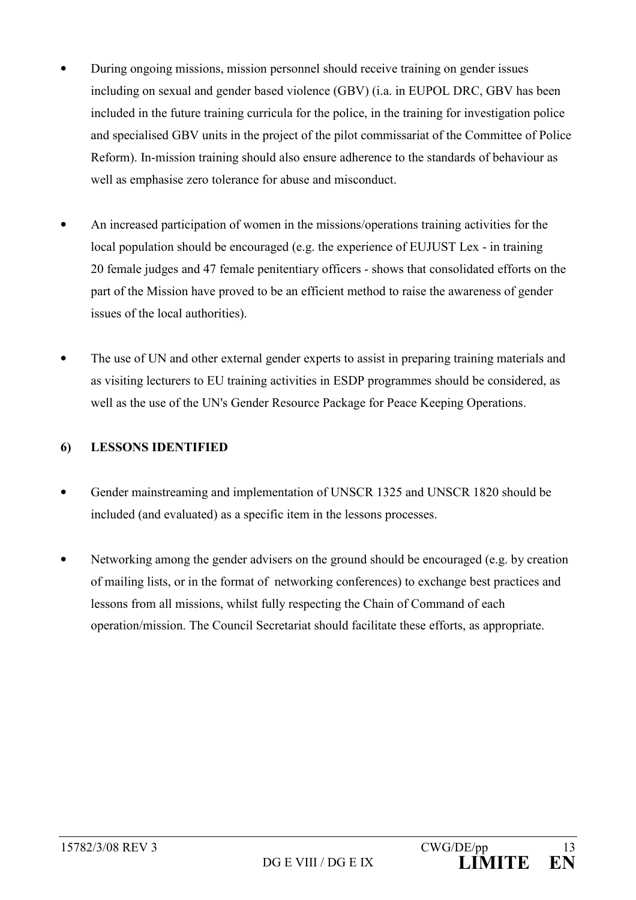- During ongoing missions, mission personnel should receive training on gender issues including on sexual and gender based violence (GBV) (i.a. in EUPOL DRC, GBV has been included in the future training curricula for the police, in the training for investigation police and specialised GBV units in the project of the pilot commissariat of the Committee of Police Reform). In-mission training should also ensure adherence to the standards of behaviour as well as emphasise zero tolerance for abuse and misconduct.

- An increased participation of women in the missions/operations training activities for the local population should be encouraged (e.g. the experience of EUJUST Lex - in training 20 female judges and 47 female penitentiary officers - shows that consolidated efforts on the part of the Mission have proved to be an efficient method to raise the awareness of gender issues of the local authorities).

- The use of UN and other external gender experts to assist in preparing training materials and as visiting lecturers to EU training activities in ESDP programmes should be considered, as well as the use of the UN's Gender Resource Package for Peace Keeping Operations.

## 6) LESSONS IDENTIFIED

- Gender mainstreaming and implementation of UNSCR 1325 and UNSCR 1820 should be included (and evaluated) as a specific item in the lessons processes.

- Networking among the gender advisers on the ground should be encouraged (e.g. by creation of mailing lists, or in the format of networking conferences) to exchange best practices and lessons from all missions, whilst fully respecting the Chain of Command of each operation/mission. The Council Secretariat should facilitate these efforts, as appropriate.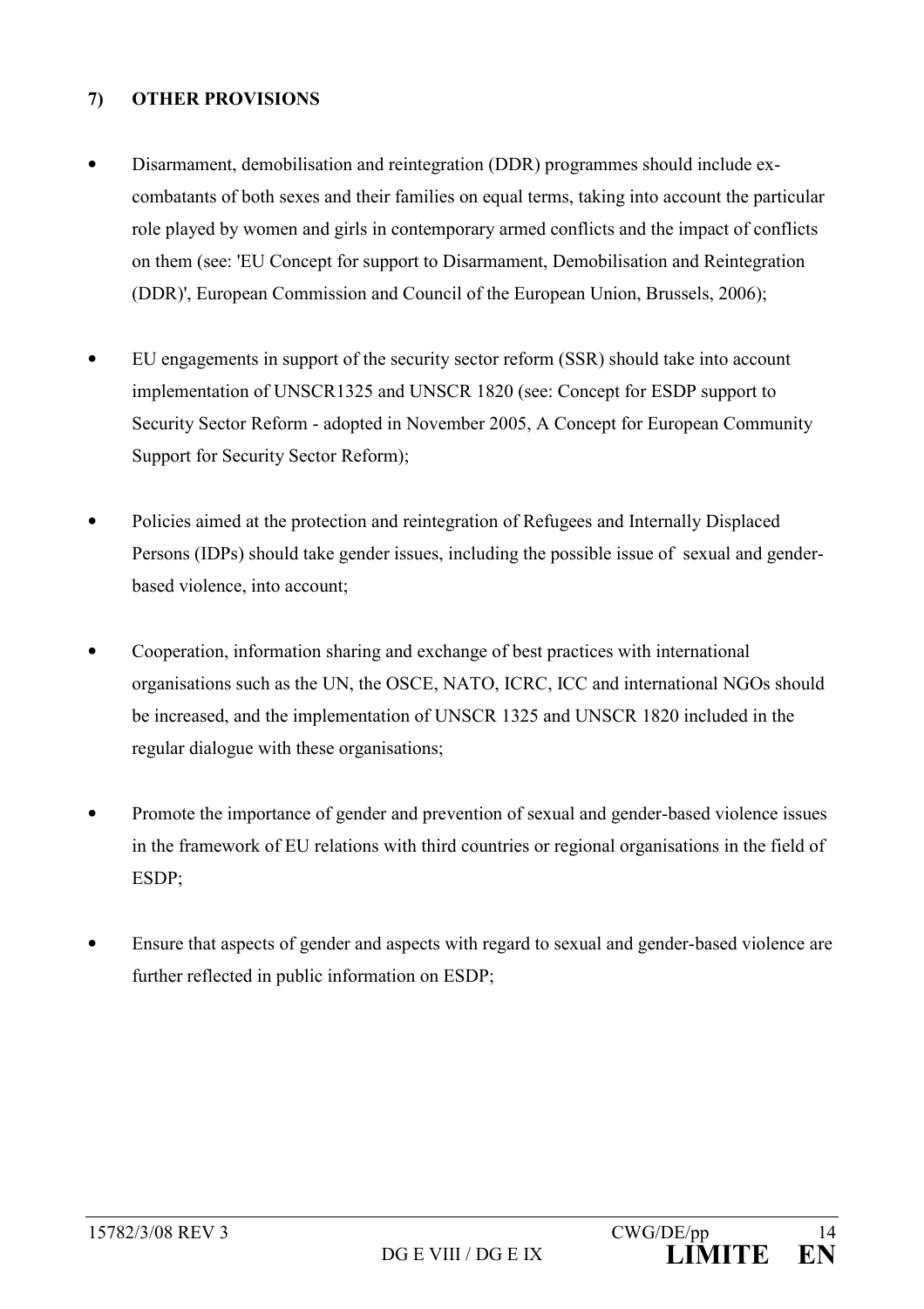## 7) OTHER PROVISIONS

- Disarmament, demobilisation and reintegration (DDR) programmes should include ex-combatants of both sexes and their families on equal terms, taking into account the particular role played by women and girls in contemporary armed conflicts and the impact of conflicts on them (see: 'EU Concept for support to Disarmament, Demobilisation and Reintegration (DDR)', European Commission and Council of the European Union, Brussels, 2006);

- EU engagements in support of the security sector reform (SSR) should take into account implementation of UNSCR1325 and UNSCR 1820 (see: Concept for ESDP support to Security Sector Reform - adopted in November 2005, A Concept for European Community Support for Security Sector Reform);

- Policies aimed at the protection and reintegration of Refugees and Internally Displaced Persons (IDPs) should take gender issues, including the possible issue of sexual and gender-based violence, into account;

- Cooperation, information sharing and exchange of best practices with international organisations such as the UN, the OSCE, NATO, ICRC, ICC and international NGOs should be increased, and the implementation of UNSCR 1325 and UNSCR 1820 included in the regular dialogue with these organisations;

- Promote the importance of gender and prevention of sexual and gender-based violence issues in the framework of EU relations with third countries or regional organisations in the field of ESDP;

- Ensure that aspects of gender and aspects with regard to sexual and gender-based violence are further reflected in public information on ESDP;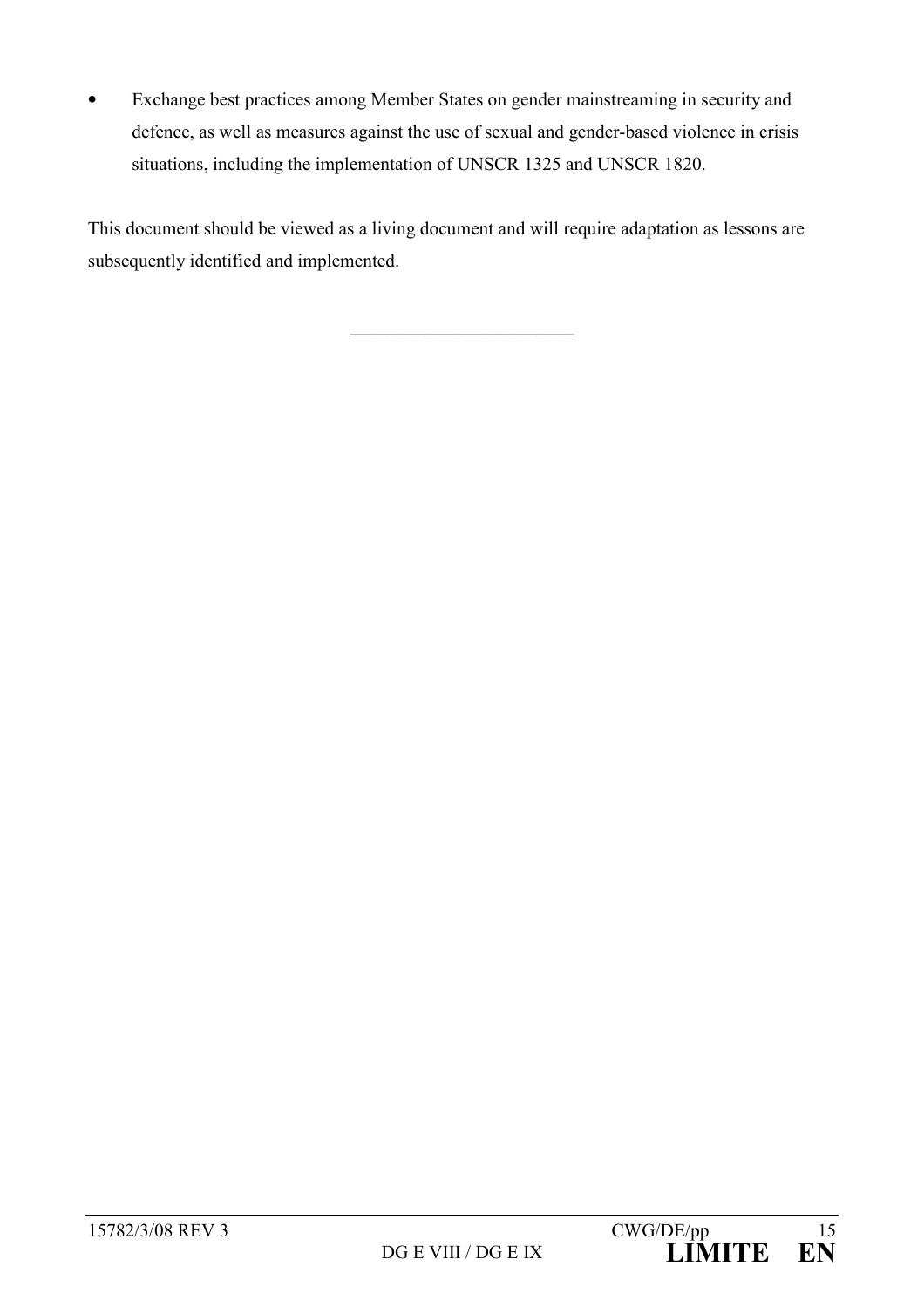- Exchange best practices among Member States on gender mainstreaming in security and defence, as well as measures against the use of sexual and gender-based violence in crisis situations, including the implementation of UNSCR 1325 and UNSCR 1820.

This document should be viewed as a living document and will require adaptation as lessons are subsequently identified and implemented.

________________________